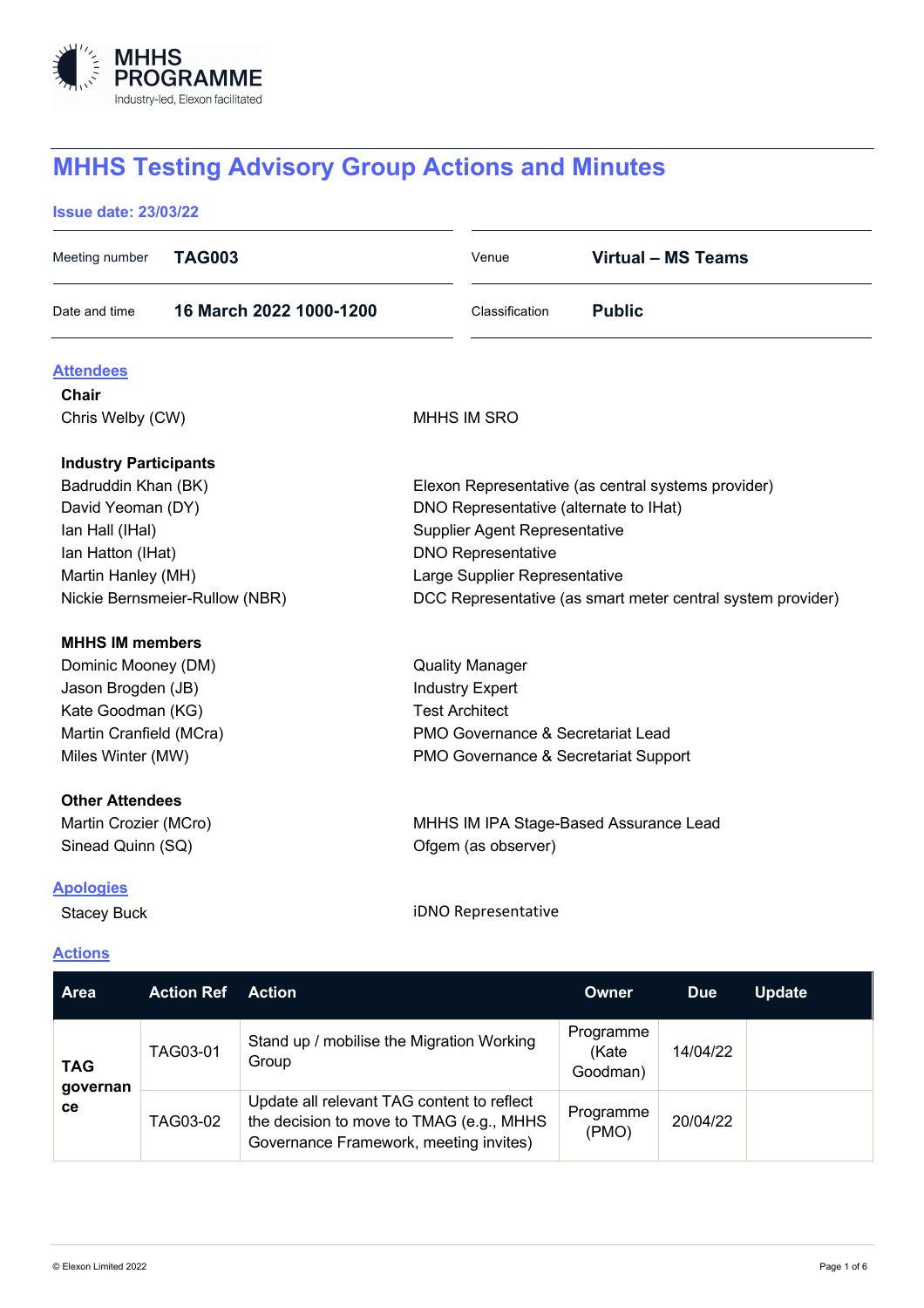MHHS PROGRAMME
Industry-led, Elexon facilitated

# MHHS Testing Advisory Group Actions and Minutes

**Issue date: 23/03/22**

| | | | |
|---|---|---|---|
| Meeting number | **TAG003** | Venue | **Virtual – MS Teams** |
| Date and time | **16 March 2022 1000-1200** | Classification | **Public** |

## Attendees

**Chair**

| | |
|---|---|
| Chris Welby (CW) | MHHS IM SRO |

**Industry Participants**

| | |
|---|---|
| Badruddin Khan (BK) | Elexon Representative (as central systems provider) |
| David Yeoman (DY) | DNO Representative (alternate to IHat) |
| Ian Hall (IHal) | Supplier Agent Representative |
| Ian Hatton (IHat) | DNO Representative |
| Martin Hanley (MH) | Large Supplier Representative |
| Nickie Bernsmeier-Rullow (NBR) | DCC Representative (as smart meter central system provider) |

**MHHS IM members**

| | |
|---|---|
| Dominic Mooney (DM) | Quality Manager |
| Jason Brogden (JB) | Industry Expert |
| Kate Goodman (KG) | Test Architect |
| Martin Cranfield (MCra) | PMO Governance & Secretariat Lead |
| Miles Winter (MW) | PMO Governance & Secretariat Support |

**Other Attendees**

| | |
|---|---|
| Martin Crozier (MCro) | MHHS IM IPA Stage-Based Assurance Lead |
| Sinead Quinn (SQ) | Ofgem (as observer) |

## Apologies

| | |
|---|---|
| Stacey Buck | iDNO Representative |

## Actions

| Area | Action Ref | Action | Owner | Due | Update |
|---|---|---|---|---|---|
| TAG governance | TAG03-01 | Stand up / mobilise the Migration Working Group | Programme (Kate Goodman) | 14/04/22 | |
| | TAG03-02 | Update all relevant TAG content to reflect the decision to move to TMAG (e.g., MHHS Governance Framework, meeting invites) | Programme (PMO) | 20/04/22 | |

© Elexon Limited 2022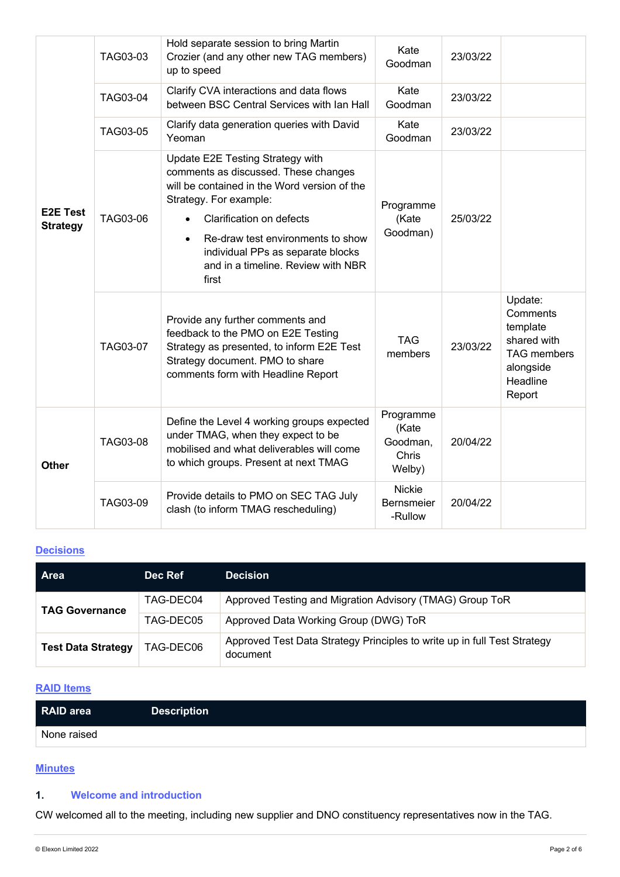| | | | | | |
|---|---|---|---|---|---|
| **E2E Test Strategy** | TAG03-03 | Hold separate session to bring Martin Crozier (and any other new TAG members) up to speed | Kate Goodman | 23/03/22 | |
| | TAG03-04 | Clarify CVA interactions and data flows between BSC Central Services with Ian Hall | Kate Goodman | 23/03/22 | |
| | TAG03-05 | Clarify data generation queries with David Yeoman | Kate Goodman | 23/03/22 | |
| | TAG03-06 | Update E2E Testing Strategy with comments as discussed. These changes will be contained in the Word version of the Strategy. For example: • Clarification on defects • Re-draw test environments to show individual PPs as separate blocks and in a timeline. Review with NBR first | Programme (Kate Goodman) | 25/03/22 | |
| | TAG03-07 | Provide any further comments and feedback to the PMO on E2E Testing Strategy as presented, to inform E2E Test Strategy document. PMO to share comments form with Headline Report | TAG members | 23/03/22 | Update: Comments template shared with TAG members alongside Headline Report |
| **Other** | TAG03-08 | Define the Level 4 working groups expected under TMAG, when they expect to be mobilised and what deliverables will come to which groups. Present at next TMAG | Programme (Kate Goodman, Chris Welby) | 20/04/22 | |
| | TAG03-09 | Provide details to PMO on SEC TAG July clash (to inform TMAG rescheduling) | Nickie Bernsmeier -Rullow | 20/04/22 | |

## Decisions

| Area | Dec Ref | Decision |
|---|---|---|
| **TAG Governance** | TAG-DEC04 | Approved Testing and Migration Advisory (TMAG) Group ToR |
| | TAG-DEC05 | Approved Data Working Group (DWG) ToR |
| **Test Data Strategy** | TAG-DEC06 | Approved Test Data Strategy Principles to write up in full Test Strategy document |

## RAID Items

| RAID area | Description |
|---|---|
| None raised | |

## Minutes

### 1. Welcome and introduction

CW welcomed all to the meeting, including new supplier and DNO constituency representatives now in the TAG.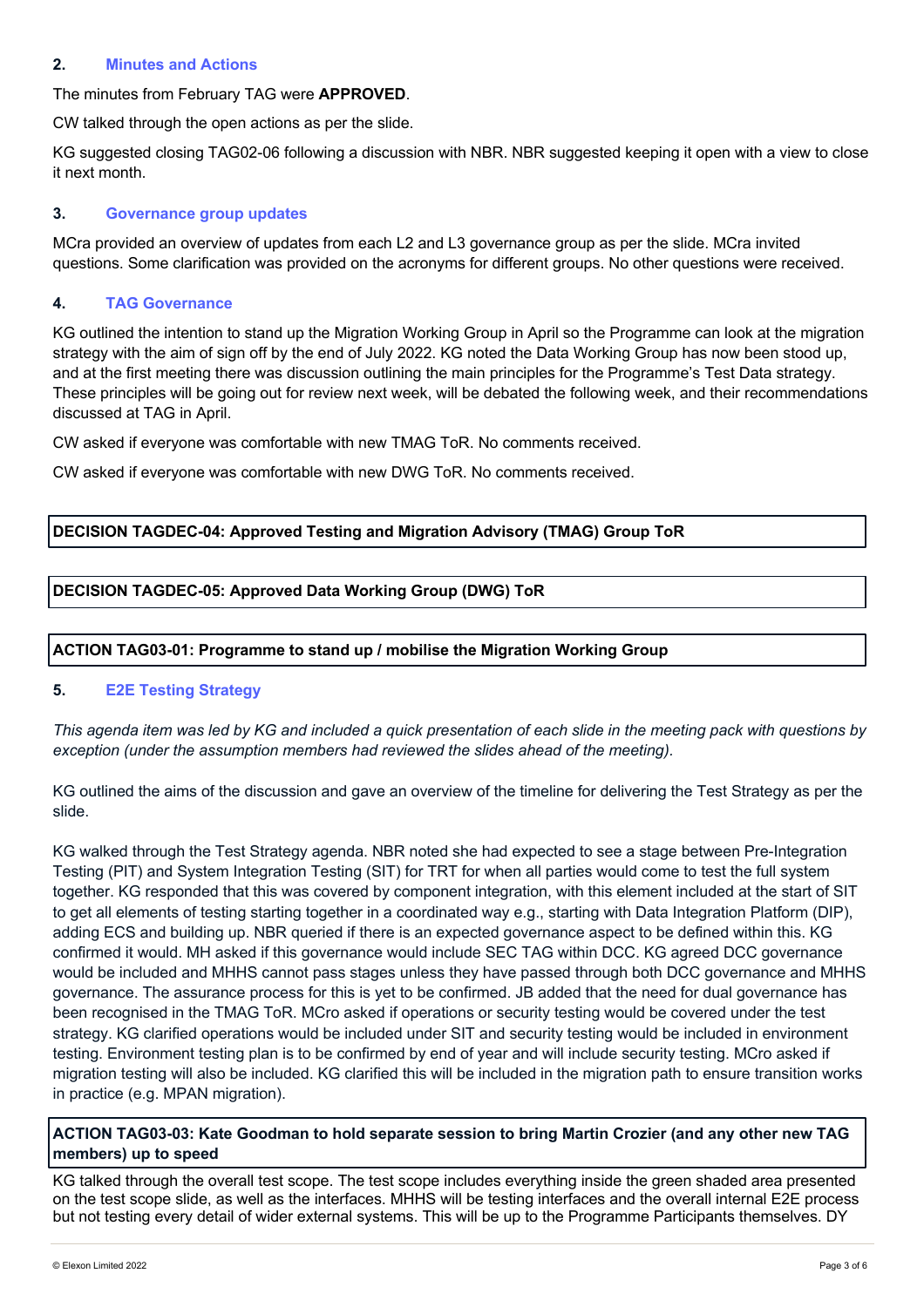## 2. Minutes and Actions

The minutes from February TAG were **APPROVED**.

CW talked through the open actions as per the slide.

KG suggested closing TAG02-06 following a discussion with NBR. NBR suggested keeping it open with a view to close it next month.

## 3. Governance group updates

MCra provided an overview of updates from each L2 and L3 governance group as per the slide. MCra invited questions. Some clarification was provided on the acronyms for different groups. No other questions were received.

## 4. TAG Governance

KG outlined the intention to stand up the Migration Working Group in April so the Programme can look at the migration strategy with the aim of sign off by the end of July 2022. KG noted the Data Working Group has now been stood up, and at the first meeting there was discussion outlining the main principles for the Programme's Test Data strategy. These principles will be going out for review next week, will be debated the following week, and their recommendations discussed at TAG in April.

CW asked if everyone was comfortable with new TMAG ToR. No comments received.

CW asked if everyone was comfortable with new DWG ToR. No comments received.

**DECISION TAGDEC-04: Approved Testing and Migration Advisory (TMAG) Group ToR**

**DECISION TAGDEC-05: Approved Data Working Group (DWG) ToR**

**ACTION TAG03-01: Programme to stand up / mobilise the Migration Working Group**

## 5. E2E Testing Strategy

*This agenda item was led by KG and included a quick presentation of each slide in the meeting pack with questions by exception (under the assumption members had reviewed the slides ahead of the meeting).*

KG outlined the aims of the discussion and gave an overview of the timeline for delivering the Test Strategy as per the slide.

KG walked through the Test Strategy agenda. NBR noted she had expected to see a stage between Pre-Integration Testing (PIT) and System Integration Testing (SIT) for TRT for when all parties would come to test the full system together. KG responded that this was covered by component integration, with this element included at the start of SIT to get all elements of testing starting together in a coordinated way e.g., starting with Data Integration Platform (DIP), adding ECS and building up. NBR queried if there is an expected governance aspect to be defined within this. KG confirmed it would. MH asked if this governance would include SEC TAG within DCC. KG agreed DCC governance would be included and MHHS cannot pass stages unless they have passed through both DCC governance and MHHS governance. The assurance process for this is yet to be confirmed. JB added that the need for dual governance has been recognised in the TMAG ToR. MCro asked if operations or security testing would be covered under the test strategy. KG clarified operations would be included under SIT and security testing would be included in environment testing. Environment testing plan is to be confirmed by end of year and will include security testing. MCro asked if migration testing will also be included. KG clarified this will be included in the migration path to ensure transition works in practice (e.g. MPAN migration).

**ACTION TAG03-03: Kate Goodman to hold separate session to bring Martin Crozier (and any other new TAG members) up to speed**

KG talked through the overall test scope. The test scope includes everything inside the green shaded area presented on the test scope slide, as well as the interfaces. MHHS will be testing interfaces and the overall internal E2E process but not testing every detail of wider external systems. This will be up to the Programme Participants themselves. DY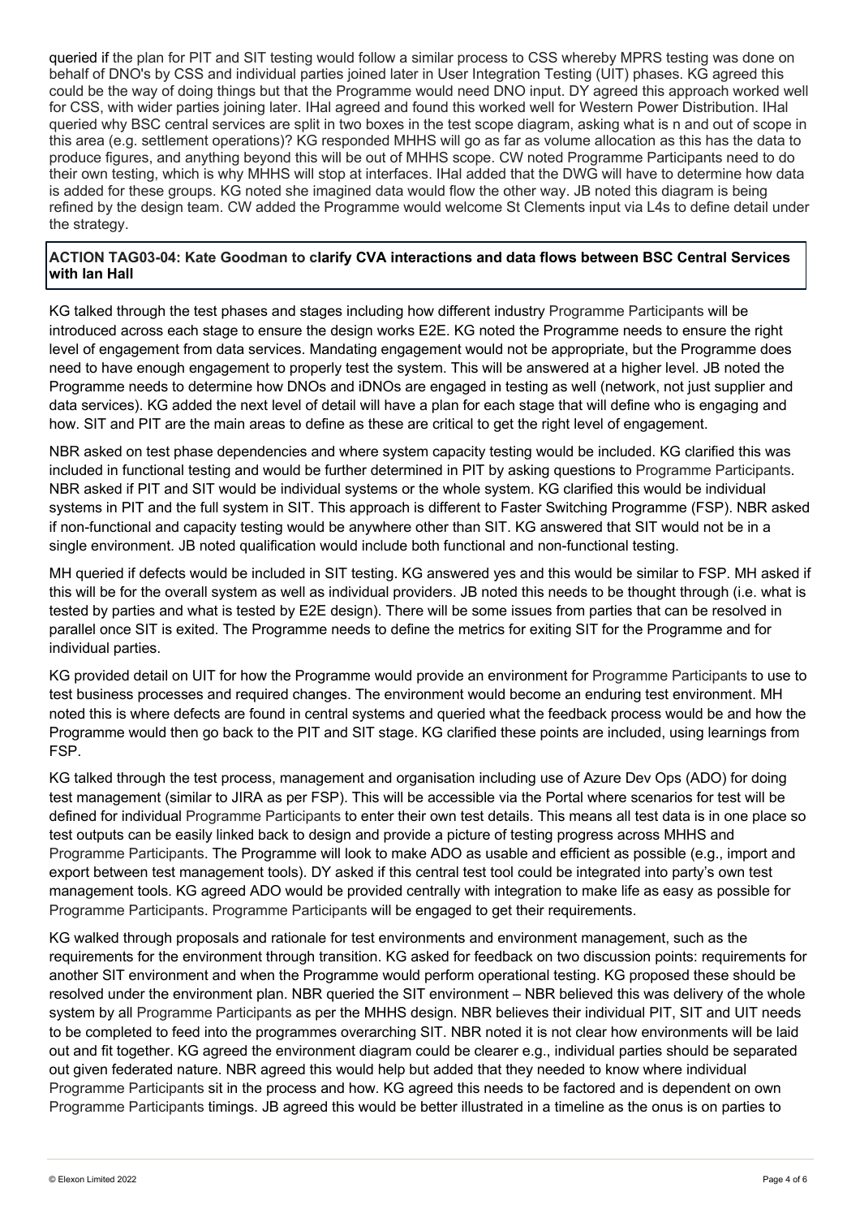queried if the plan for PIT and SIT testing would follow a similar process to CSS whereby MPRS testing was done on behalf of DNO's by CSS and individual parties joined later in User Integration Testing (UIT) phases. KG agreed this could be the way of doing things but that the Programme would need DNO input. DY agreed this approach worked well for CSS, with wider parties joining later. IHal agreed and found this worked well for Western Power Distribution. IHal queried why BSC central services are split in two boxes in the test scope diagram, asking what is n and out of scope in this area (e.g. settlement operations)? KG responded MHHS will go as far as volume allocation as this has the data to produce figures, and anything beyond this will be out of MHHS scope. CW noted Programme Participants need to do their own testing, which is why MHHS will stop at interfaces. IHal added that the DWG will have to determine how data is added for these groups. KG noted she imagined data would flow the other way. JB noted this diagram is being refined by the design team. CW added the Programme would welcome St Clements input via L4s to define detail under the strategy.

**ACTION TAG03-04: Kate Goodman to clarify CVA interactions and data flows between BSC Central Services with Ian Hall**

KG talked through the test phases and stages including how different industry Programme Participants will be introduced across each stage to ensure the design works E2E. KG noted the Programme needs to ensure the right level of engagement from data services. Mandating engagement would not be appropriate, but the Programme does need to have enough engagement to properly test the system. This will be answered at a higher level. JB noted the Programme needs to determine how DNOs and iDNOs are engaged in testing as well (network, not just supplier and data services). KG added the next level of detail will have a plan for each stage that will define who is engaging and how. SIT and PIT are the main areas to define as these are critical to get the right level of engagement.

NBR asked on test phase dependencies and where system capacity testing would be included. KG clarified this was included in functional testing and would be further determined in PIT by asking questions to Programme Participants. NBR asked if PIT and SIT would be individual systems or the whole system. KG clarified this would be individual systems in PIT and the full system in SIT. This approach is different to Faster Switching Programme (FSP). NBR asked if non-functional and capacity testing would be anywhere other than SIT. KG answered that SIT would not be in a single environment. JB noted qualification would include both functional and non-functional testing.

MH queried if defects would be included in SIT testing. KG answered yes and this would be similar to FSP. MH asked if this will be for the overall system as well as individual providers. JB noted this needs to be thought through (i.e. what is tested by parties and what is tested by E2E design). There will be some issues from parties that can be resolved in parallel once SIT is exited. The Programme needs to define the metrics for exiting SIT for the Programme and for individual parties.

KG provided detail on UIT for how the Programme would provide an environment for Programme Participants to use to test business processes and required changes. The environment would become an enduring test environment. MH noted this is where defects are found in central systems and queried what the feedback process would be and how the Programme would then go back to the PIT and SIT stage. KG clarified these points are included, using learnings from FSP.

KG talked through the test process, management and organisation including use of Azure Dev Ops (ADO) for doing test management (similar to JIRA as per FSP). This will be accessible via the Portal where scenarios for test will be defined for individual Programme Participants to enter their own test details. This means all test data is in one place so test outputs can be easily linked back to design and provide a picture of testing progress across MHHS and Programme Participants. The Programme will look to make ADO as usable and efficient as possible (e.g., import and export between test management tools). DY asked if this central test tool could be integrated into party's own test management tools. KG agreed ADO would be provided centrally with integration to make life as easy as possible for Programme Participants. Programme Participants will be engaged to get their requirements.

KG walked through proposals and rationale for test environments and environment management, such as the requirements for the environment through transition. KG asked for feedback on two discussion points: requirements for another SIT environment and when the Programme would perform operational testing. KG proposed these should be resolved under the environment plan. NBR queried the SIT environment – NBR believed this was delivery of the whole system by all Programme Participants as per the MHHS design. NBR believes their individual PIT, SIT and UIT needs to be completed to feed into the programmes overarching SIT. NBR noted it is not clear how environments will be laid out and fit together. KG agreed the environment diagram could be clearer e.g., individual parties should be separated out given federated nature. NBR agreed this would help but added that they needed to know where individual Programme Participants sit in the process and how. KG agreed this needs to be factored and is dependent on own Programme Participants timings. JB agreed this would be better illustrated in a timeline as the onus is on parties to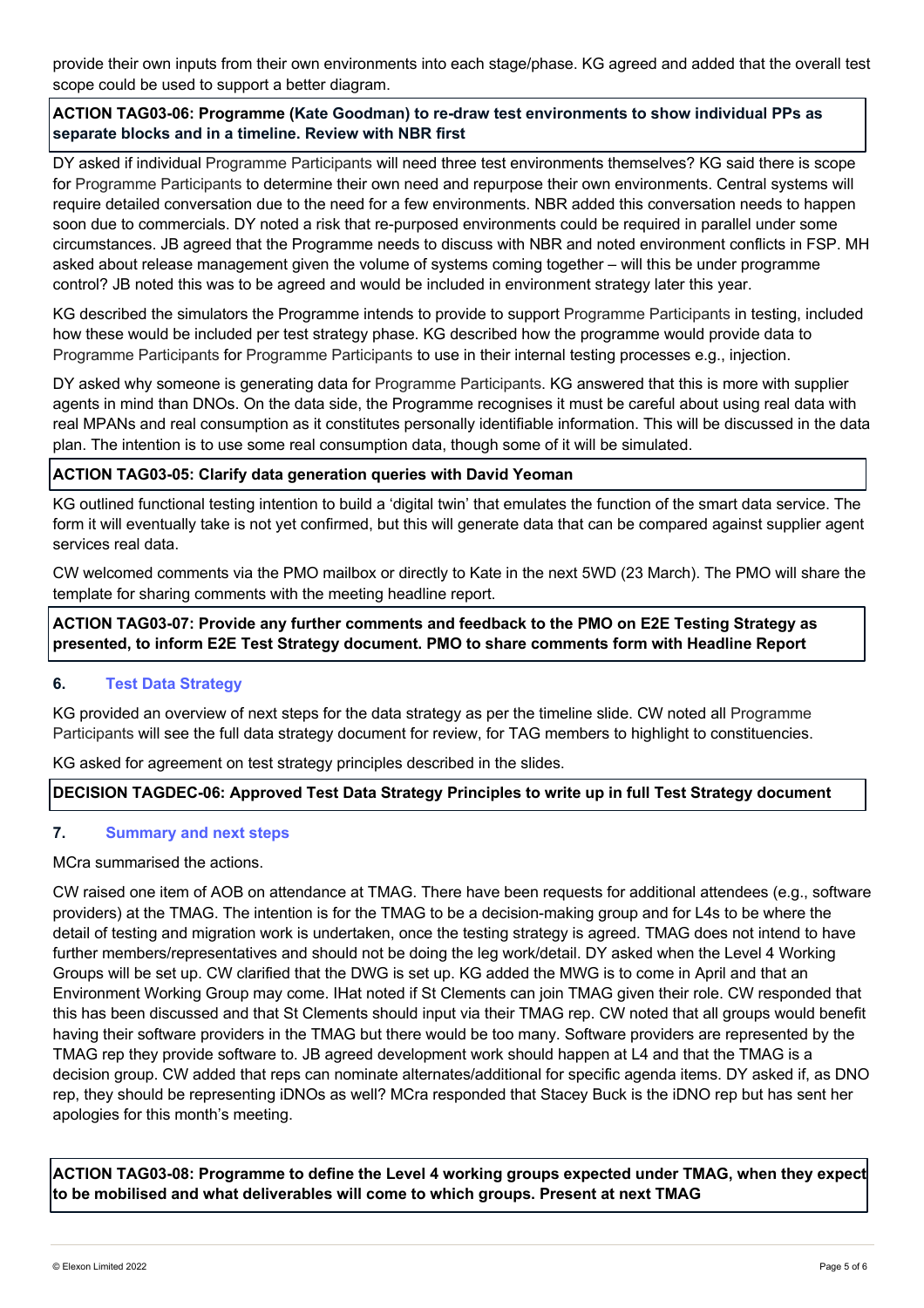provide their own inputs from their own environments into each stage/phase. KG agreed and added that the overall test scope could be used to support a better diagram.

**ACTION TAG03-06: Programme (Kate Goodman) to re-draw test environments to show individual PPs as separate blocks and in a timeline. Review with NBR first**

DY asked if individual Programme Participants will need three test environments themselves? KG said there is scope for Programme Participants to determine their own need and repurpose their own environments. Central systems will require detailed conversation due to the need for a few environments. NBR added this conversation needs to happen soon due to commercials. DY noted a risk that re-purposed environments could be required in parallel under some circumstances. JB agreed that the Programme needs to discuss with NBR and noted environment conflicts in FSP. MH asked about release management given the volume of systems coming together – will this be under programme control? JB noted this was to be agreed and would be included in environment strategy later this year.

KG described the simulators the Programme intends to provide to support Programme Participants in testing, included how these would be included per test strategy phase. KG described how the programme would provide data to Programme Participants for Programme Participants to use in their internal testing processes e.g., injection.

DY asked why someone is generating data for Programme Participants. KG answered that this is more with supplier agents in mind than DNOs. On the data side, the Programme recognises it must be careful about using real data with real MPANs and real consumption as it constitutes personally identifiable information. This will be discussed in the data plan. The intention is to use some real consumption data, though some of it will be simulated.

**ACTION TAG03-05: Clarify data generation queries with David Yeoman**

KG outlined functional testing intention to build a 'digital twin' that emulates the function of the smart data service. The form it will eventually take is not yet confirmed, but this will generate data that can be compared against supplier agent services real data.

CW welcomed comments via the PMO mailbox or directly to Kate in the next 5WD (23 March). The PMO will share the template for sharing comments with the meeting headline report.

**ACTION TAG03-07: Provide any further comments and feedback to the PMO on E2E Testing Strategy as presented, to inform E2E Test Strategy document. PMO to share comments form with Headline Report**

## 6. Test Data Strategy

KG provided an overview of next steps for the data strategy as per the timeline slide. CW noted all Programme Participants will see the full data strategy document for review, for TAG members to highlight to constituencies.

KG asked for agreement on test strategy principles described in the slides.

**DECISION TAGDEC-06: Approved Test Data Strategy Principles to write up in full Test Strategy document**

## 7. Summary and next steps

MCra summarised the actions.

CW raised one item of AOB on attendance at TMAG. There have been requests for additional attendees (e.g., software providers) at the TMAG. The intention is for the TMAG to be a decision-making group and for L4s to be where the detail of testing and migration work is undertaken, once the testing strategy is agreed. TMAG does not intend to have further members/representatives and should not be doing the leg work/detail. DY asked when the Level 4 Working Groups will be set up. CW clarified that the DWG is set up. KG added the MWG is to come in April and that an Environment Working Group may come. IHat noted if St Clements can join TMAG given their role. CW responded that this has been discussed and that St Clements should input via their TMAG rep. CW noted that all groups would benefit having their software providers in the TMAG but there would be too many. Software providers are represented by the TMAG rep they provide software to. JB agreed development work should happen at L4 and that the TMAG is a decision group. CW added that reps can nominate alternates/additional for specific agenda items. DY asked if, as DNO rep, they should be representing iDNOs as well? MCra responded that Stacey Buck is the iDNO rep but has sent her apologies for this month's meeting.

**ACTION TAG03-08: Programme to define the Level 4 working groups expected under TMAG, when they expect to be mobilised and what deliverables will come to which groups. Present at next TMAG**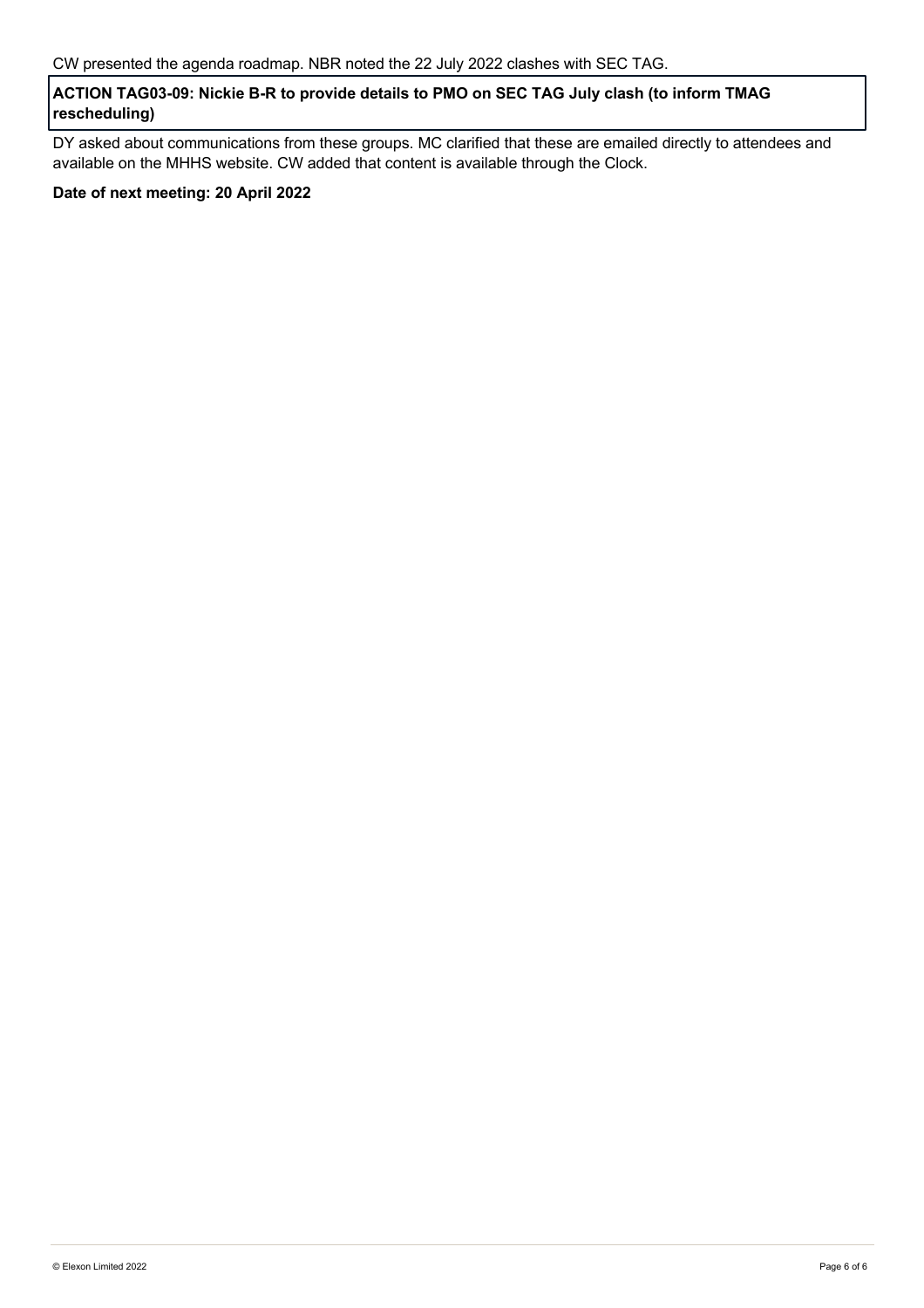CW presented the agenda roadmap. NBR noted the 22 July 2022 clashes with SEC TAG.

**ACTION TAG03-09: Nickie B-R to provide details to PMO on SEC TAG July clash (to inform TMAG rescheduling)**

DY asked about communications from these groups. MC clarified that these are emailed directly to attendees and available on the MHHS website. CW added that content is available through the Clock.

**Date of next meeting: 20 April 2022**